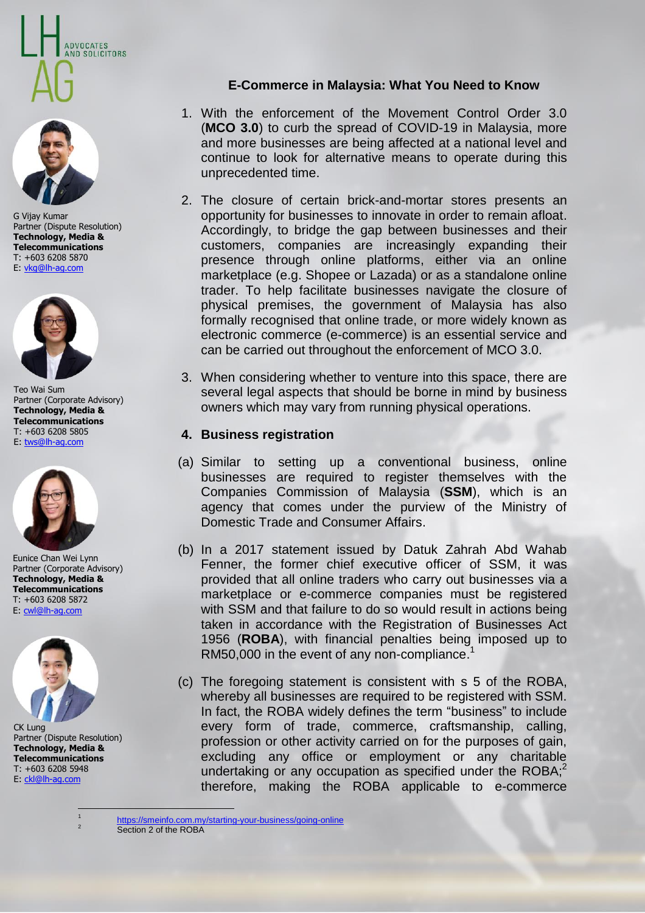LH AG ADVOCATES AND SOLICITORS

G Vijay Kumar
Partner (Dispute Resolution)
**Technology, Media & Telecommunications**
T: +603 6208 5870
E: vkg@lh-ag.com

Teo Wai Sum
Partner (Corporate Advisory)
**Technology, Media & Telecommunications**
T: +603 6208 5805
E: tws@lh-ag.com

Eunice Chan Wei Lynn
Partner (Corporate Advisory)
**Technology, Media & Telecommunications**
T: +603 6208 5872
E: cwl@lh-ag.com

CK Lung
Partner (Dispute Resolution)
**Technology, Media & Telecommunications**
T: +603 6208 5948
E: ckl@lh-ag.com

# E-Commerce in Malaysia: What You Need to Know

1. With the enforcement of the Movement Control Order 3.0 (**MCO 3.0**) to curb the spread of COVID-19 in Malaysia, more and more businesses are being affected at a national level and continue to look for alternative means to operate during this unprecedented time.

2. The closure of certain brick-and-mortar stores presents an opportunity for businesses to innovate in order to remain afloat. Accordingly, to bridge the gap between businesses and their customers, companies are increasingly expanding their presence through online platforms, either via an online marketplace (e.g. Shopee or Lazada) or as a standalone online trader. To help facilitate businesses navigate the closure of physical premises, the government of Malaysia has also formally recognised that online trade, or more widely known as electronic commerce (e-commerce) is an essential service and can be carried out throughout the enforcement of MCO 3.0.

3. When considering whether to venture into this space, there are several legal aspects that should be borne in mind by business owners which may vary from running physical operations.

## 4. Business registration

(a) Similar to setting up a conventional business, online businesses are required to register themselves with the Companies Commission of Malaysia (**SSM**), which is an agency that comes under the purview of the Ministry of Domestic Trade and Consumer Affairs.

(b) In a 2017 statement issued by Datuk Zahrah Abd Wahab Fenner, the former chief executive officer of SSM, it was provided that all online traders who carry out businesses via a marketplace or e-commerce companies must be registered with SSM and that failure to do so would result in actions being taken in accordance with the Registration of Businesses Act 1956 (**ROBA**), with financial penalties being imposed up to RM50,000 in the event of any non-compliance.[1]

(c) The foregoing statement is consistent with s 5 of the ROBA, whereby all businesses are required to be registered with SSM. In fact, the ROBA widely defines the term "business" to include every form of trade, commerce, craftsmanship, calling, profession or other activity carried on for the purposes of gain, excluding any office or employment or any charitable undertaking or any occupation as specified under the ROBA;[2] therefore, making the ROBA applicable to e-commerce

---

[1] https://smeinfo.com.my/starting-your-business/going-online
[2] Section 2 of the ROBA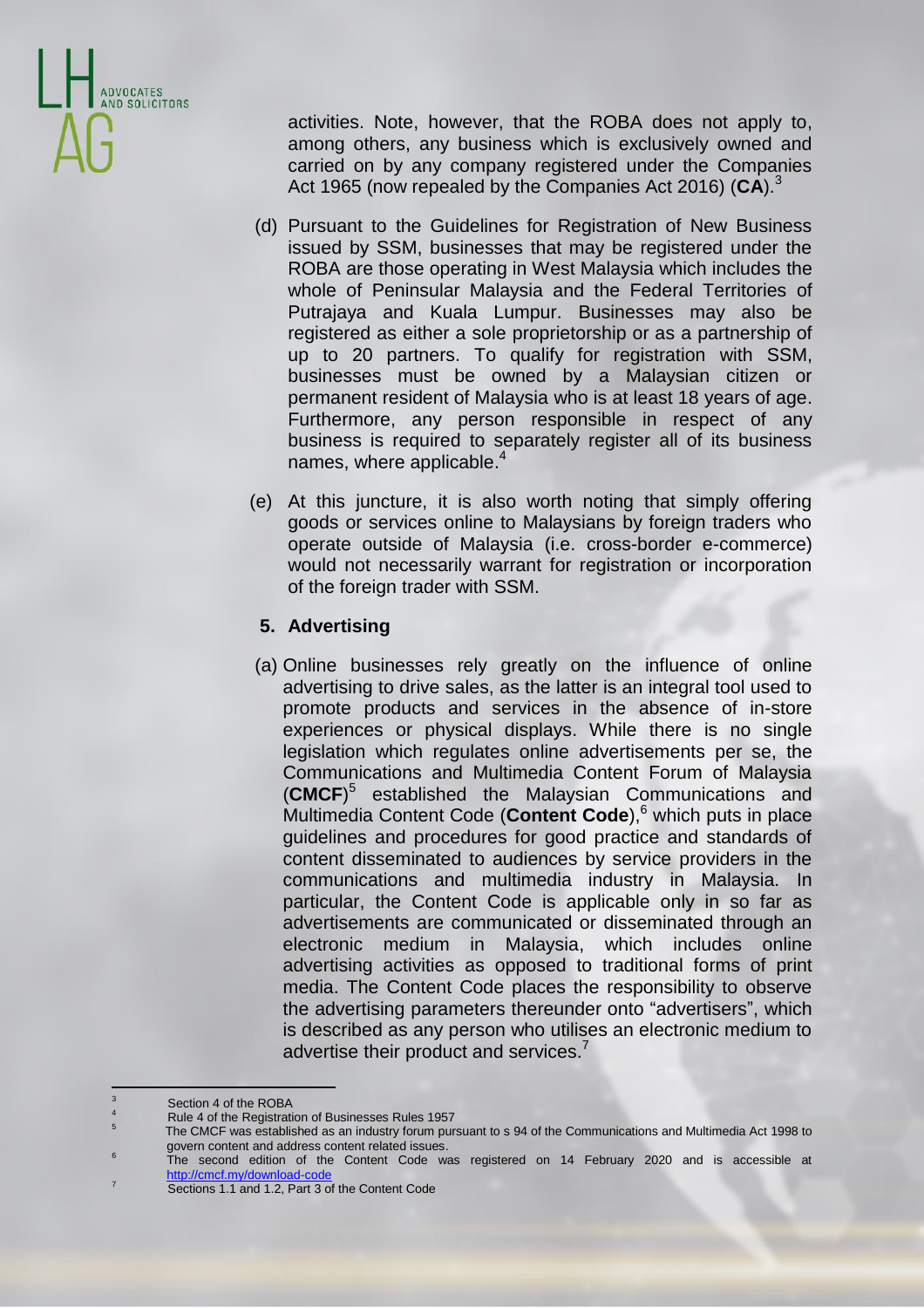activities. Note, however, that the ROBA does not apply to, among others, any business which is exclusively owned and carried on by any company registered under the Companies Act 1965 (now repealed by the Companies Act 2016) (**CA**).[3]

(d) Pursuant to the Guidelines for Registration of New Business issued by SSM, businesses that may be registered under the ROBA are those operating in West Malaysia which includes the whole of Peninsular Malaysia and the Federal Territories of Putrajaya and Kuala Lumpur. Businesses may also be registered as either a sole proprietorship or as a partnership of up to 20 partners. To qualify for registration with SSM, businesses must be owned by a Malaysian citizen or permanent resident of Malaysia who is at least 18 years of age. Furthermore, any person responsible in respect of any business is required to separately register all of its business names, where applicable.[4]

(e) At this juncture, it is also worth noting that simply offering goods or services online to Malaysians by foreign traders who operate outside of Malaysia (i.e. cross-border e-commerce) would not necessarily warrant for registration or incorporation of the foreign trader with SSM.

## 5. Advertising

(a) Online businesses rely greatly on the influence of online advertising to drive sales, as the latter is an integral tool used to promote products and services in the absence of in-store experiences or physical displays. While there is no single legislation which regulates online advertisements per se, the Communications and Multimedia Content Forum of Malaysia (**CMCF**)[5] established the Malaysian Communications and Multimedia Content Code (**Content Code**),[6] which puts in place guidelines and procedures for good practice and standards of content disseminated to audiences by service providers in the communications and multimedia industry in Malaysia. In particular, the Content Code is applicable only in so far as advertisements are communicated or disseminated through an electronic medium in Malaysia, which includes online advertising activities as opposed to traditional forms of print media. The Content Code places the responsibility to observe the advertising parameters thereunder onto "advertisers", which is described as any person who utilises an electronic medium to advertise their product and services.[7]

---

[3] Section 4 of the ROBA

[4] Rule 4 of the Registration of Businesses Rules 1957

[5] The CMCF was established as an industry forum pursuant to s 94 of the Communications and Multimedia Act 1998 to govern content and address content related issues.

[6] The second edition of the Content Code was registered on 14 February 2020 and is accessible at http://cmcf.my/download-code

[7] Sections 1.1 and 1.2, Part 3 of the Content Code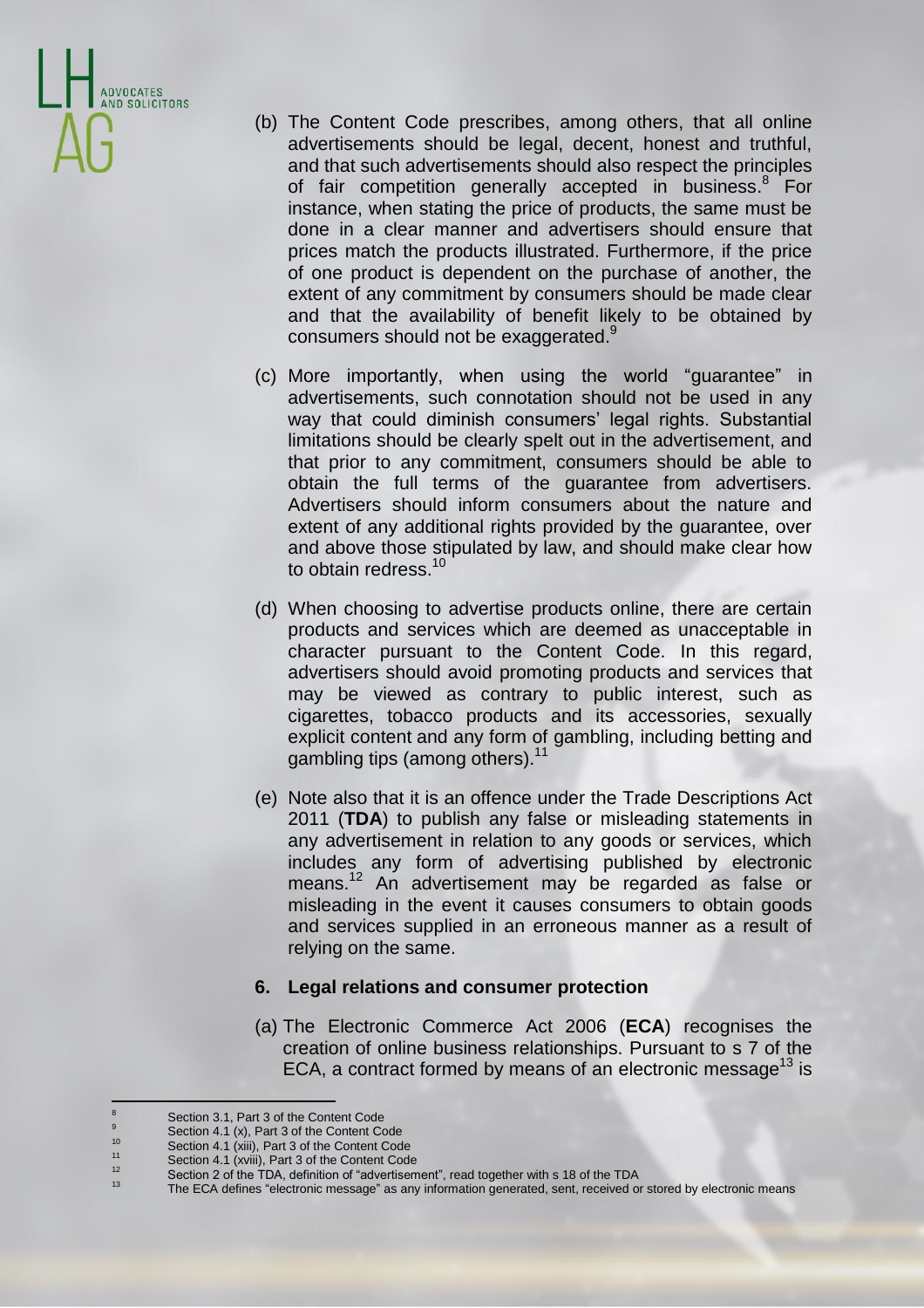(b) The Content Code prescribes, among others, that all online advertisements should be legal, decent, honest and truthful, and that such advertisements should also respect the principles of fair competition generally accepted in business.[8] For instance, when stating the price of products, the same must be done in a clear manner and advertisers should ensure that prices match the products illustrated. Furthermore, if the price of one product is dependent on the purchase of another, the extent of any commitment by consumers should be made clear and that the availability of benefit likely to be obtained by consumers should not be exaggerated.[9]

(c) More importantly, when using the world "guarantee" in advertisements, such connotation should not be used in any way that could diminish consumers' legal rights. Substantial limitations should be clearly spelt out in the advertisement, and that prior to any commitment, consumers should be able to obtain the full terms of the guarantee from advertisers. Advertisers should inform consumers about the nature and extent of any additional rights provided by the guarantee, over and above those stipulated by law, and should make clear how to obtain redress.[10]

(d) When choosing to advertise products online, there are certain products and services which are deemed as unacceptable in character pursuant to the Content Code. In this regard, advertisers should avoid promoting products and services that may be viewed as contrary to public interest, such as cigarettes, tobacco products and its accessories, sexually explicit content and any form of gambling, including betting and gambling tips (among others).[11]

(e) Note also that it is an offence under the Trade Descriptions Act 2011 (**TDA**) to publish any false or misleading statements in any advertisement in relation to any goods or services, which includes any form of advertising published by electronic means.[12] An advertisement may be regarded as false or misleading in the event it causes consumers to obtain goods and services supplied in an erroneous manner as a result of relying on the same.

## 6. Legal relations and consumer protection

(a) The Electronic Commerce Act 2006 (**ECA**) recognises the creation of online business relationships. Pursuant to s 7 of the ECA, a contract formed by means of an electronic message[13] is

---

[8] Section 3.1, Part 3 of the Content Code

[9] Section 4.1 (x), Part 3 of the Content Code

[10] Section 4.1 (xiii), Part 3 of the Content Code

[11] Section 4.1 (xviii), Part 3 of the Content Code

[12] Section 2 of the TDA, definition of "advertisement", read together with s 18 of the TDA

[13] The ECA defines "electronic message" as any information generated, sent, received or stored by electronic means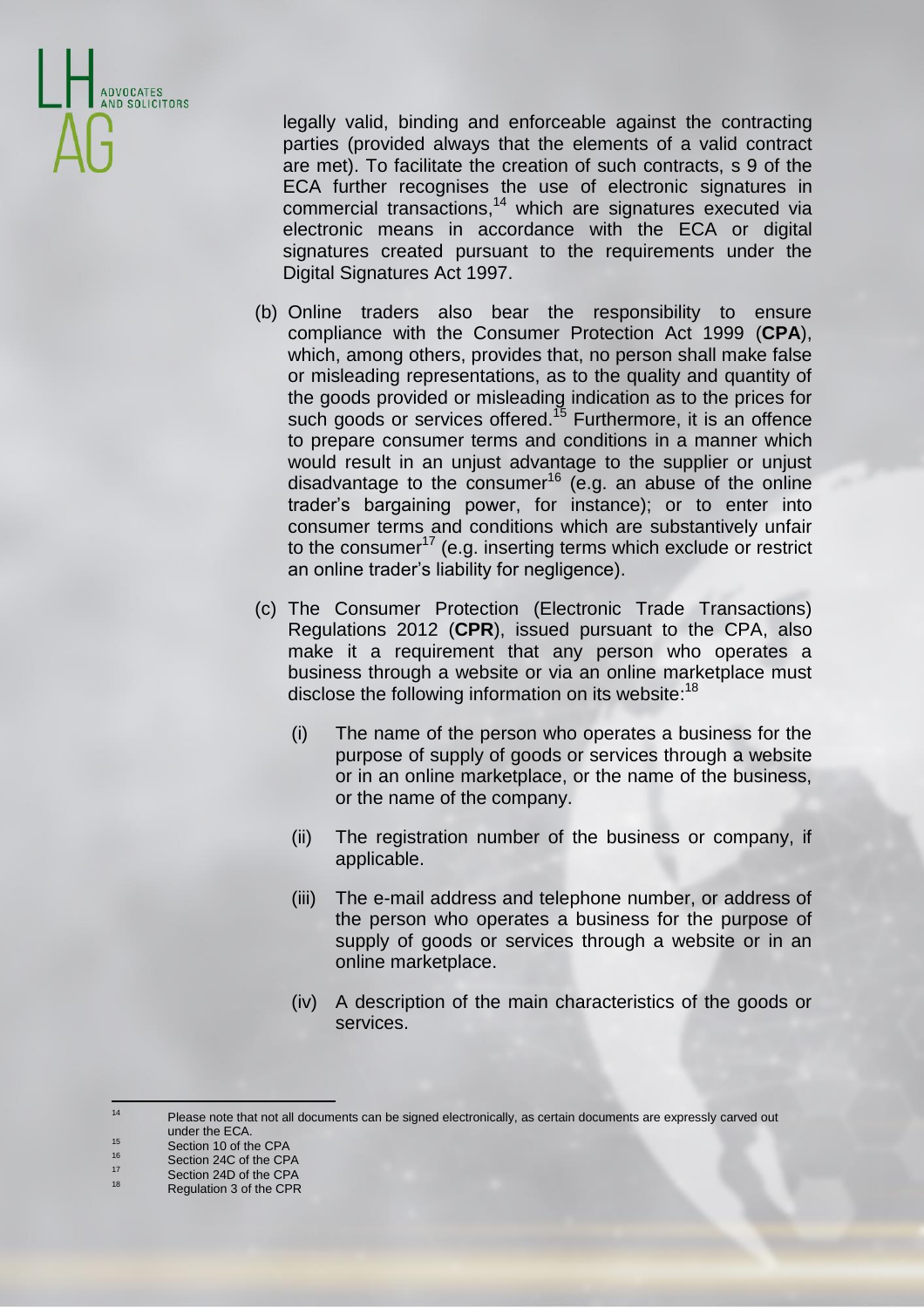legally valid, binding and enforceable against the contracting parties (provided always that the elements of a valid contract are met). To facilitate the creation of such contracts, s 9 of the ECA further recognises the use of electronic signatures in commercial transactions,[14] which are signatures executed via electronic means in accordance with the ECA or digital signatures created pursuant to the requirements under the Digital Signatures Act 1997.

(b) Online traders also bear the responsibility to ensure compliance with the Consumer Protection Act 1999 (**CPA**), which, among others, provides that, no person shall make false or misleading representations, as to the quality and quantity of the goods provided or misleading indication as to the prices for such goods or services offered.[15] Furthermore, it is an offence to prepare consumer terms and conditions in a manner which would result in an unjust advantage to the supplier or unjust disadvantage to the consumer[16] (e.g. an abuse of the online trader's bargaining power, for instance); or to enter into consumer terms and conditions which are substantively unfair to the consumer[17] (e.g. inserting terms which exclude or restrict an online trader's liability for negligence).

(c) The Consumer Protection (Electronic Trade Transactions) Regulations 2012 (**CPR**), issued pursuant to the CPA, also make it a requirement that any person who operates a business through a website or via an online marketplace must disclose the following information on its website:[18]

   (i) The name of the person who operates a business for the purpose of supply of goods or services through a website or in an online marketplace, or the name of the business, or the name of the company.

   (ii) The registration number of the business or company, if applicable.

   (iii) The e-mail address and telephone number, or address of the person who operates a business for the purpose of supply of goods or services through a website or in an online marketplace.

   (iv) A description of the main characteristics of the goods or services.

---

[14] Please note that not all documents can be signed electronically, as certain documents are expressly carved out under the ECA.

[15] Section 10 of the CPA

[16] Section 24C of the CPA

[17] Section 24D of the CPA

[18] Regulation 3 of the CPR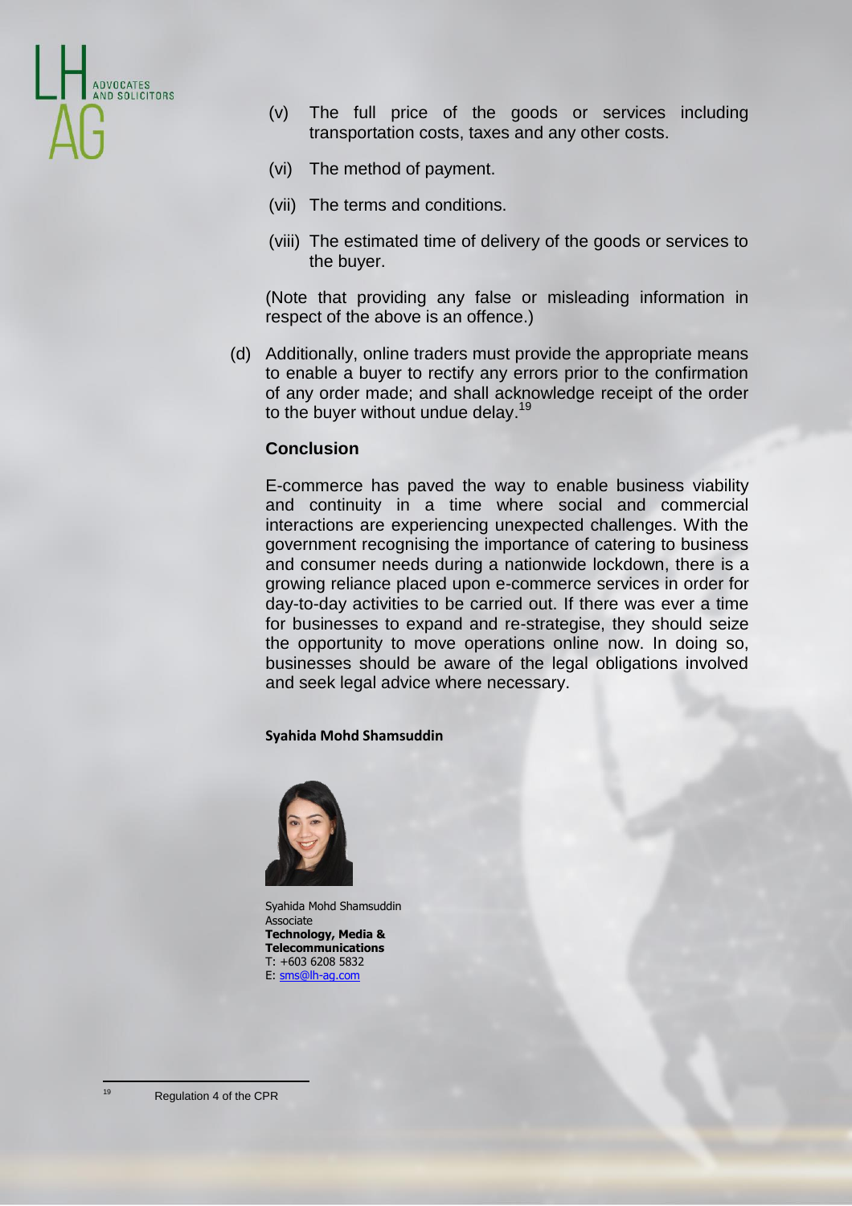(v) The full price of the goods or services including transportation costs, taxes and any other costs.

(vi) The method of payment.

(vii) The terms and conditions.

(viii) The estimated time of delivery of the goods or services to the buyer.

(Note that providing any false or misleading information in respect of the above is an offence.)

(d) Additionally, online traders must provide the appropriate means to enable a buyer to rectify any errors prior to the confirmation of any order made; and shall acknowledge receipt of the order to the buyer without undue delay.[19]

### Conclusion

E-commerce has paved the way to enable business viability and continuity in a time where social and commercial interactions are experiencing unexpected challenges. With the government recognising the importance of catering to business and consumer needs during a nationwide lockdown, there is a growing reliance placed upon e-commerce services in order for day-to-day activities to be carried out. If there was ever a time for businesses to expand and re-strategise, they should seize the opportunity to move operations online now. In doing so, businesses should be aware of the legal obligations involved and seek legal advice where necessary.

**Syahida Mohd Shamsuddin**

Syahida Mohd Shamsuddin
Associate
**Technology, Media & Telecommunications**
T: +603 6208 5832
E: sms@lh-ag.com

---

[19] Regulation 4 of the CPR